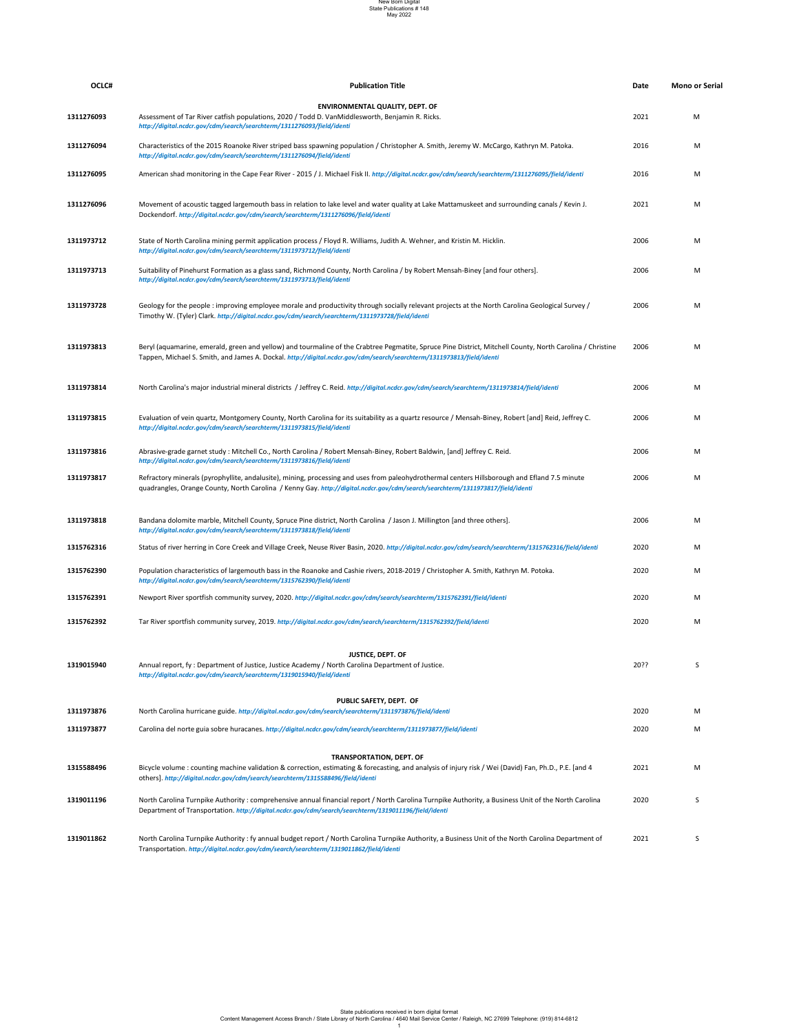New Born Digital
State Publications # 148
May 2022

| OCLC# | Publication Title | Date | Mono or Serial |
|---|---|---|---|
| | **ENVIRONMENTAL QUALITY, DEPT. OF** | | |
| 1311276093 | Assessment of Tar River catfish populations, 2020 / Todd D. VanMiddlesworth, Benjamin R. Ricks. *http://digital.ncdcr.gov/cdm/search/searchterm/1311276093/field/identi* | 2021 | M |
| 1311276094 | Characteristics of the 2015 Roanoke River striped bass spawning population / Christopher A. Smith, Jeremy W. McCargo, Kathryn M. Patoka. *http://digital.ncdcr.gov/cdm/search/searchterm/1311276094/field/identi* | 2016 | M |
| 1311276095 | American shad monitoring in the Cape Fear River - 2015 / J. Michael Fisk II. *http://digital.ncdcr.gov/cdm/search/searchterm/1311276095/field/identi* | 2016 | M |
| 1311276096 | Movement of acoustic tagged largemouth bass in relation to lake level and water quality at Lake Mattamuskeet and surrounding canals / Kevin J. Dockendorf. *http://digital.ncdcr.gov/cdm/search/searchterm/1311276096/field/identi* | 2021 | M |
| 1311973712 | State of North Carolina mining permit application process / Floyd R. Williams, Judith A. Wehner, and Kristin M. Hicklin. *http://digital.ncdcr.gov/cdm/search/searchterm/1311973712/field/identi* | 2006 | M |
| 1311973713 | Suitability of Pinehurst Formation as a glass sand, Richmond County, North Carolina / by Robert Mensah-Biney [and four others]. *http://digital.ncdcr.gov/cdm/search/searchterm/1311973713/field/identi* | 2006 | M |
| 1311973728 | Geology for the people : improving employee morale and productivity through socially relevant projects at the North Carolina Geological Survey / Timothy W. (Tyler) Clark. *http://digital.ncdcr.gov/cdm/search/searchterm/1311973728/field/identi* | 2006 | M |
| 1311973813 | Beryl (aquamarine, emerald, green and yellow) and tourmaline of the Crabtree Pegmatite, Spruce Pine District, Mitchell County, North Carolina / Christine Tappen, Michael S. Smith, and James A. Dockal. *http://digital.ncdcr.gov/cdm/search/searchterm/1311973813/field/identi* | 2006 | M |
| 1311973814 | North Carolina's major industrial mineral districts / Jeffrey C. Reid. *http://digital.ncdcr.gov/cdm/search/searchterm/1311973814/field/identi* | 2006 | M |
| 1311973815 | Evaluation of vein quartz, Montgomery County, North Carolina for its suitability as a quartz resource / Mensah-Biney, Robert [and] Reid, Jeffrey C. *http://digital.ncdcr.gov/cdm/search/searchterm/1311973815/field/identi* | 2006 | M |
| 1311973816 | Abrasive-grade garnet study : Mitchell Co., North Carolina / Robert Mensah-Biney, Robert Baldwin, [and] Jeffrey C. Reid. *http://digital.ncdcr.gov/cdm/search/searchterm/1311973816/field/identi* | 2006 | M |
| 1311973817 | Refractory minerals (pyrophyllite, andalusite), mining, processing and uses from paleohydrothermal centers Hillsborough and Efland 7.5 minute quadrangles, Orange County, North Carolina / Kenny Gay. *http://digital.ncdcr.gov/cdm/search/searchterm/1311973817/field/identi* | 2006 | M |
| 1311973818 | Bandana dolomite marble, Mitchell County, Spruce Pine district, North Carolina / Jason J. Millington [and three others]. *http://digital.ncdcr.gov/cdm/search/searchterm/1311973818/field/identi* | 2006 | M |
| 1315762316 | Status of river herring in Core Creek and Village Creek, Neuse River Basin, 2020. *http://digital.ncdcr.gov/cdm/search/searchterm/1315762316/field/identi* | 2020 | M |
| 1315762390 | Population characteristics of largemouth bass in the Roanoke and Cashie rivers, 2018-2019 / Christopher A. Smith, Kathryn M. Potoka. *http://digital.ncdcr.gov/cdm/search/searchterm/1315762390/field/identi* | 2020 | M |
| 1315762391 | Newport River sportfish community survey, 2020. *http://digital.ncdcr.gov/cdm/search/searchterm/1315762391/field/identi* | 2020 | M |
| 1315762392 | Tar River sportfish community survey, 2019. *http://digital.ncdcr.gov/cdm/search/searchterm/1315762392/field/identi* | 2020 | M |
| | **JUSTICE, DEPT. OF** | | |
| 1319015940 | Annual report, fy : Department of Justice, Justice Academy / North Carolina Department of Justice. *http://digital.ncdcr.gov/cdm/search/searchterm/1319015940/field/identi* | 20?? | S |
| | **PUBLIC SAFETY, DEPT. OF** | | |
| 1311973876 | North Carolina hurricane guide. *http://digital.ncdcr.gov/cdm/search/searchterm/1311973876/field/identi* | 2020 | M |
| 1311973877 | Carolina del norte guia sobre huracanes. *http://digital.ncdcr.gov/cdm/search/searchterm/1311973877/field/identi* | 2020 | M |
| | **TRANSPORTATION, DEPT. OF** | | |
| 1315588496 | Bicycle volume : counting machine validation & correction, estimating & forecasting, and analysis of injury risk / Wei (David) Fan, Ph.D., P.E. [and 4 others]. *http://digital.ncdcr.gov/cdm/search/searchterm/1315588496/field/identi* | 2021 | M |
| 1319011196 | North Carolina Turnpike Authority : comprehensive annual financial report / North Carolina Turnpike Authority, a Business Unit of the North Carolina Department of Transportation. *http://digital.ncdcr.gov/cdm/search/searchterm/1319011196/field/identi* | 2020 | S |
| 1319011862 | North Carolina Turnpike Authority : fy annual budget report / North Carolina Turnpike Authority, a Business Unit of the North Carolina Department of Transportation. *http://digital.ncdcr.gov/cdm/search/searchterm/1319011862/field/identi* | 2021 | S |

State publications received in born digital format
Content Management Access Branch / State Library of North Carolina / 4640 Mail Service Center / Raleigh, NC 27699 Telephone: (919) 814-6812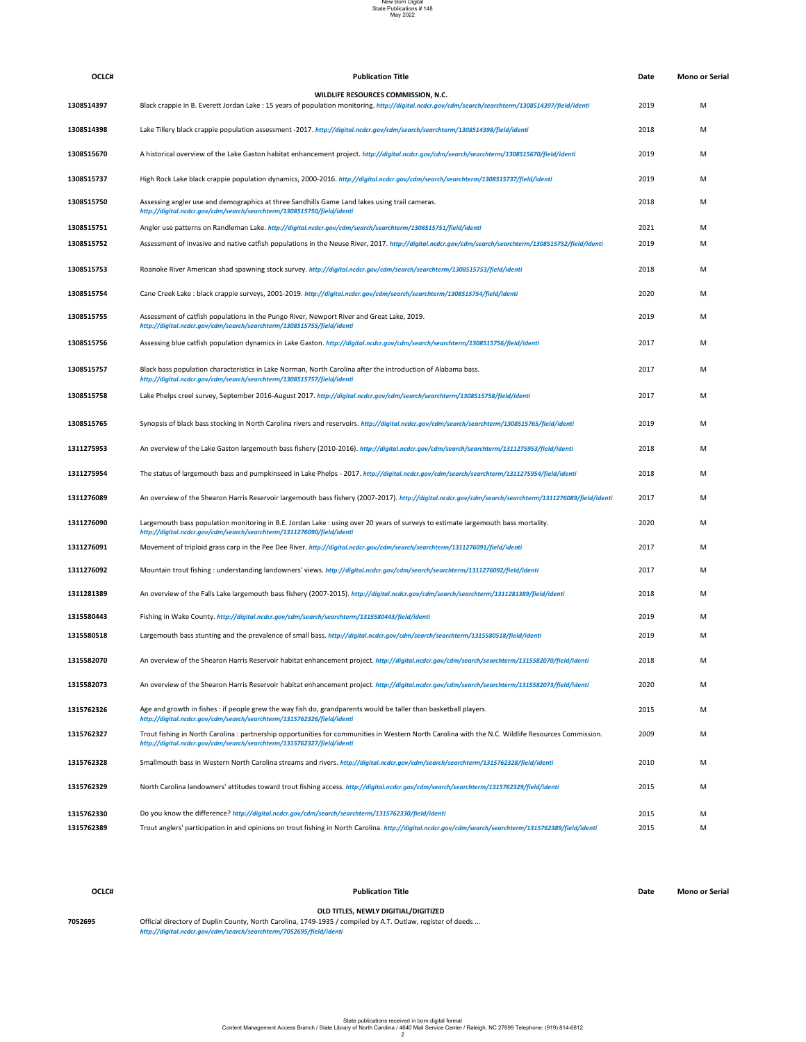| OCLC# | Publication Title | Date | Mono or Serial |
|---|---|---|---|
| | **WILDLIFE RESOURCES COMMISSION, N.C.** | | |
| 1308514397 | Black crappie in B. Everett Jordan Lake : 15 years of population monitoring. *http://digital.ncdcr.gov/cdm/search/searchterm/1308514397/field/identi* | 2019 | M |
| 1308514398 | Lake Tillery black crappie population assessment -2017. *http://digital.ncdcr.gov/cdm/search/searchterm/1308514398/field/identi* | 2018 | M |
| 1308515670 | A historical overview of the Lake Gaston habitat enhancement project. *http://digital.ncdcr.gov/cdm/search/searchterm/1308515670/field/identi* | 2019 | M |
| 1308515737 | High Rock Lake black crappie population dynamics, 2000-2016. *http://digital.ncdcr.gov/cdm/search/searchterm/1308515737/field/identi* | 2019 | M |
| 1308515750 | Assessing angler use and demographics at three Sandhills Game Land lakes using trail cameras. *http://digital.ncdcr.gov/cdm/search/searchterm/1308515750/field/identi* | 2018 | M |
| 1308515751 | Angler use patterns on Randleman Lake. *http://digital.ncdcr.gov/cdm/search/searchterm/1308515751/field/identi* | 2021 | M |
| 1308515752 | Assessment of invasive and native catfish populations in the Neuse River, 2017. *http://digital.ncdcr.gov/cdm/search/searchterm/1308515752/field/identi* | 2019 | M |
| 1308515753 | Roanoke River American shad spawning stock survey. *http://digital.ncdcr.gov/cdm/search/searchterm/1308515753/field/identi* | 2018 | M |
| 1308515754 | Cane Creek Lake : black crappie surveys, 2001-2019. *http://digital.ncdcr.gov/cdm/search/searchterm/1308515754/field/identi* | 2020 | M |
| 1308515755 | Assessment of catfish populations in the Pungo River, Newport River and Great Lake, 2019. *http://digital.ncdcr.gov/cdm/search/searchterm/1308515755/field/identi* | 2019 | M |
| 1308515756 | Assessing blue catfish population dynamics in Lake Gaston. *http://digital.ncdcr.gov/cdm/search/searchterm/1308515756/field/identi* | 2017 | M |
| 1308515757 | Black bass population characteristics in Lake Norman, North Carolina after the introduction of Alabama bass. *http://digital.ncdcr.gov/cdm/search/searchterm/1308515757/field/identi* | 2017 | M |
| 1308515758 | Lake Phelps creel survey, September 2016-August 2017. *http://digital.ncdcr.gov/cdm/search/searchterm/1308515758/field/identi* | 2017 | M |
| 1308515765 | Synopsis of black bass stocking in North Carolina rivers and reservoirs. *http://digital.ncdcr.gov/cdm/search/searchterm/1308515765/field/identi* | 2019 | M |
| 1311275953 | An overview of the Lake Gaston largemouth bass fishery (2010-2016). *http://digital.ncdcr.gov/cdm/search/searchterm/1311275953/field/identi* | 2018 | M |
| 1311275954 | The status of largemouth bass and pumpkinseed in Lake Phelps - 2017. *http://digital.ncdcr.gov/cdm/search/searchterm/1311275954/field/identi* | 2018 | M |
| 1311276089 | An overview of the Shearon Harris Reservoir largemouth bass fishery (2007-2017). *http://digital.ncdcr.gov/cdm/search/searchterm/1311276089/field/identi* | 2017 | M |
| 1311276090 | Largemouth bass population monitoring in B.E. Jordan Lake : using over 20 years of surveys to estimate largemouth bass mortality. *http://digital.ncdcr.gov/cdm/search/searchterm/1311276090/field/identi* | 2020 | M |
| 1311276091 | Movement of triploid grass carp in the Pee Dee River. *http://digital.ncdcr.gov/cdm/search/searchterm/1311276091/field/identi* | 2017 | M |
| 1311276092 | Mountain trout fishing : understanding landowners' views. *http://digital.ncdcr.gov/cdm/search/searchterm/1311276092/field/identi* | 2017 | M |
| 1311281389 | An overview of the Falls Lake largemouth bass fishery (2007-2015). *http://digital.ncdcr.gov/cdm/search/searchterm/1311281389/field/identi* | 2018 | M |
| 1315580443 | Fishing in Wake County. *http://digital.ncdcr.gov/cdm/search/searchterm/1315580443/field/identi* | 2019 | M |
| 1315580518 | Largemouth bass stunting and the prevalence of small bass. *http://digital.ncdcr.gov/cdm/search/searchterm/1315580518/field/identi* | 2019 | M |
| 1315582070 | An overview of the Shearon Harris Reservoir habitat enhancement project. *http://digital.ncdcr.gov/cdm/search/searchterm/1315582070/field/identi* | 2018 | M |
| 1315582073 | An overview of the Shearon Harris Reservoir habitat enhancement project. *http://digital.ncdcr.gov/cdm/search/searchterm/1315582073/field/identi* | 2020 | M |
| 1315762326 | Age and growth in fishes : if people grew the way fish do, grandparents would be taller than basketball players. *http://digital.ncdcr.gov/cdm/search/searchterm/1315762326/field/identi* | 2015 | M |
| 1315762327 | Trout fishing in North Carolina : partnership opportunities for communities in Western North Carolina with the N.C. Wildlife Resources Commission. *http://digital.ncdcr.gov/cdm/search/searchterm/1315762327/field/identi* | 2009 | M |
| 1315762328 | Smallmouth bass in Western North Carolina streams and rivers. *http://digital.ncdcr.gov/cdm/search/searchterm/1315762328/field/identi* | 2010 | M |
| 1315762329 | North Carolina landowners' attitudes toward trout fishing access. *http://digital.ncdcr.gov/cdm/search/searchterm/1315762329/field/identi* | 2015 | M |
| 1315762330 | Do you know the difference? *http://digital.ncdcr.gov/cdm/search/searchterm/1315762330/field/identi* | 2015 | M |
| 1315762389 | Trout anglers' participation in and opinions on trout fishing in North Carolina. *http://digital.ncdcr.gov/cdm/search/searchterm/1315762389/field/identi* | 2015 | M |

| OCLC# | Publication Title | Date | Mono or Serial |
|---|---|---|---|
| | **OLD TITLES, NEWLY DIGITAL/DIGITIZED** | | |
| 7052695 | Official directory of Duplin County, North Carolina, 1749-1935 / compiled by A.T. Outlaw, register of deeds ... *http://digital.ncdcr.gov/cdm/search/searchterm/7052695/field/identi* | | |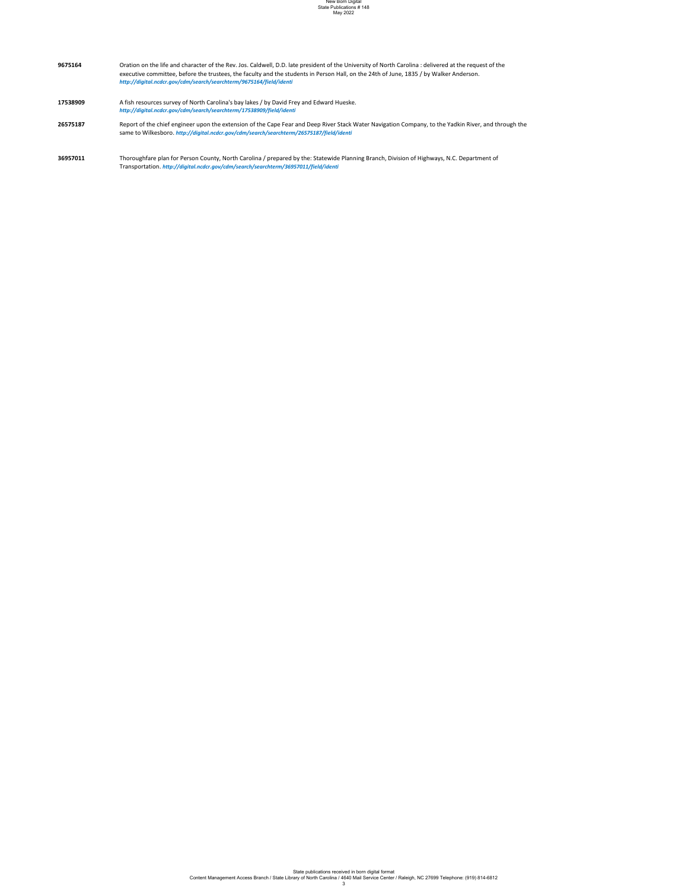**9675164** Oration on the life and character of the Rev. Jos. Caldwell, D.D. late president of the University of North Carolina : delivered at the request of the executive committee, before the trustees, the faculty and the students in Person Hall, on the 24th of June, 1835 / by Walker Anderson.
***http://digital.ncdcr.gov/cdm/search/searchterm/9675164/field/identi***

**17538909** A fish resources survey of North Carolina's bay lakes / by David Frey and Edward Hueske.
***http://digital.ncdcr.gov/cdm/search/searchterm/17538909/field/identi***

**26575187** Report of the chief engineer upon the extension of the Cape Fear and Deep River Stack Water Navigation Company, to the Yadkin River, and through the same to Wilkesboro. ***http://digital.ncdcr.gov/cdm/search/searchterm/26575187/field/identi***

**36957011** Thoroughfare plan for Person County, North Carolina / prepared by the: Statewide Planning Branch, Division of Highways, N.C. Department of Transportation. ***http://digital.ncdcr.gov/cdm/search/searchterm/36957011/field/identi***